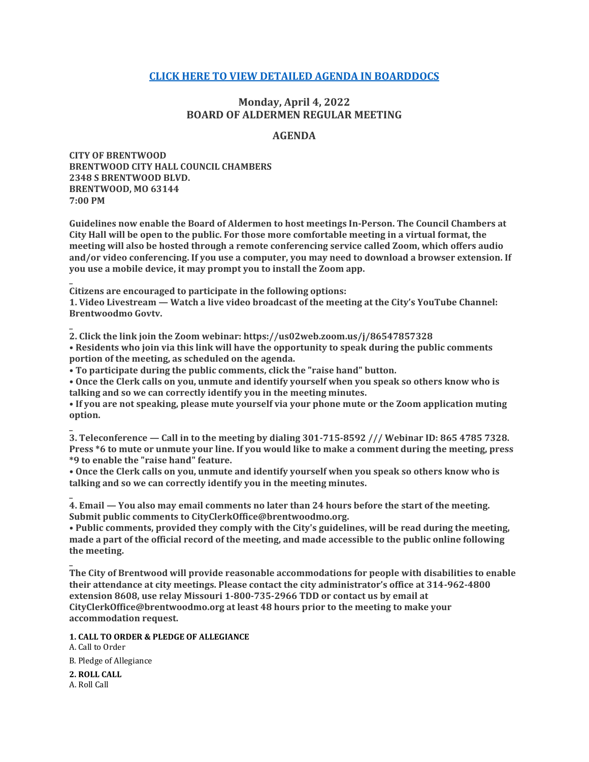**[CLICK HERE TO VIEW DETAILED AGENDA IN BOARDDOCS]**

## Monday, April 4, 2022
## BOARD OF ALDERMEN REGULAR MEETING

## AGENDA

**CITY OF BRENTWOOD**
**BRENTWOOD CITY HALL COUNCIL CHAMBERS**
**2348 S BRENTWOOD BLVD.**
**BRENTWOOD, MO 63144**
**7:00 PM**

**Guidelines now enable the Board of Aldermen to host meetings In-Person. The Council Chambers at City Hall will be open to the public. For those more comfortable meeting in a virtual format, the meeting will also be hosted through a remote conferencing service called Zoom, which offers audio and/or video conferencing. If you use a computer, you may need to download a browser extension. If you use a mobile device, it may prompt you to install the Zoom app.**

**Citizens are encouraged to participate in the following options:**
**1. Video Livestream — Watch a live video broadcast of the meeting at the City's YouTube Channel: Brentwoodmo Govtv.**

**2. Click the link join the Zoom webinar: https://us02web.zoom.us/j/86547857328**
**• Residents who join via this link will have the opportunity to speak during the public comments portion of the meeting, as scheduled on the agenda.**
**• To participate during the public comments, click the "raise hand" button.**
**• Once the Clerk calls on you, unmute and identify yourself when you speak so others know who is talking and so we can correctly identify you in the meeting minutes.**
**• If you are not speaking, please mute yourself via your phone mute or the Zoom application muting option.**

**3. Teleconference — Call in to the meeting by dialing 301-715-8592 /// Webinar ID: 865 4785 7328. Press *6 to mute or unmute your line. If you would like to make a comment during the meeting, press *9 to enable the "raise hand" feature.**
**• Once the Clerk calls on you, unmute and identify yourself when you speak so others know who is talking and so we can correctly identify you in the meeting minutes.**

**4. Email — You also may email comments no later than 24 hours before the start of the meeting. Submit public comments to CityClerkOffice@brentwoodmo.org.**
**• Public comments, provided they comply with the City's guidelines, will be read during the meeting, made a part of the official record of the meeting, and made accessible to the public online following the meeting.**

**The City of Brentwood will provide reasonable accommodations for people with disabilities to enable their attendance at city meetings. Please contact the city administrator's office at 314-962-4800 extension 8608, use relay Missouri 1-800-735-2966 TDD or contact us by email at CityClerkOffice@brentwoodmo.org at least 48 hours prior to the meeting to make your accommodation request.**

**1. CALL TO ORDER & PLEDGE OF ALLEGIANCE**

A. Call to Order

B. Pledge of Allegiance

**2. ROLL CALL**

A. Roll Call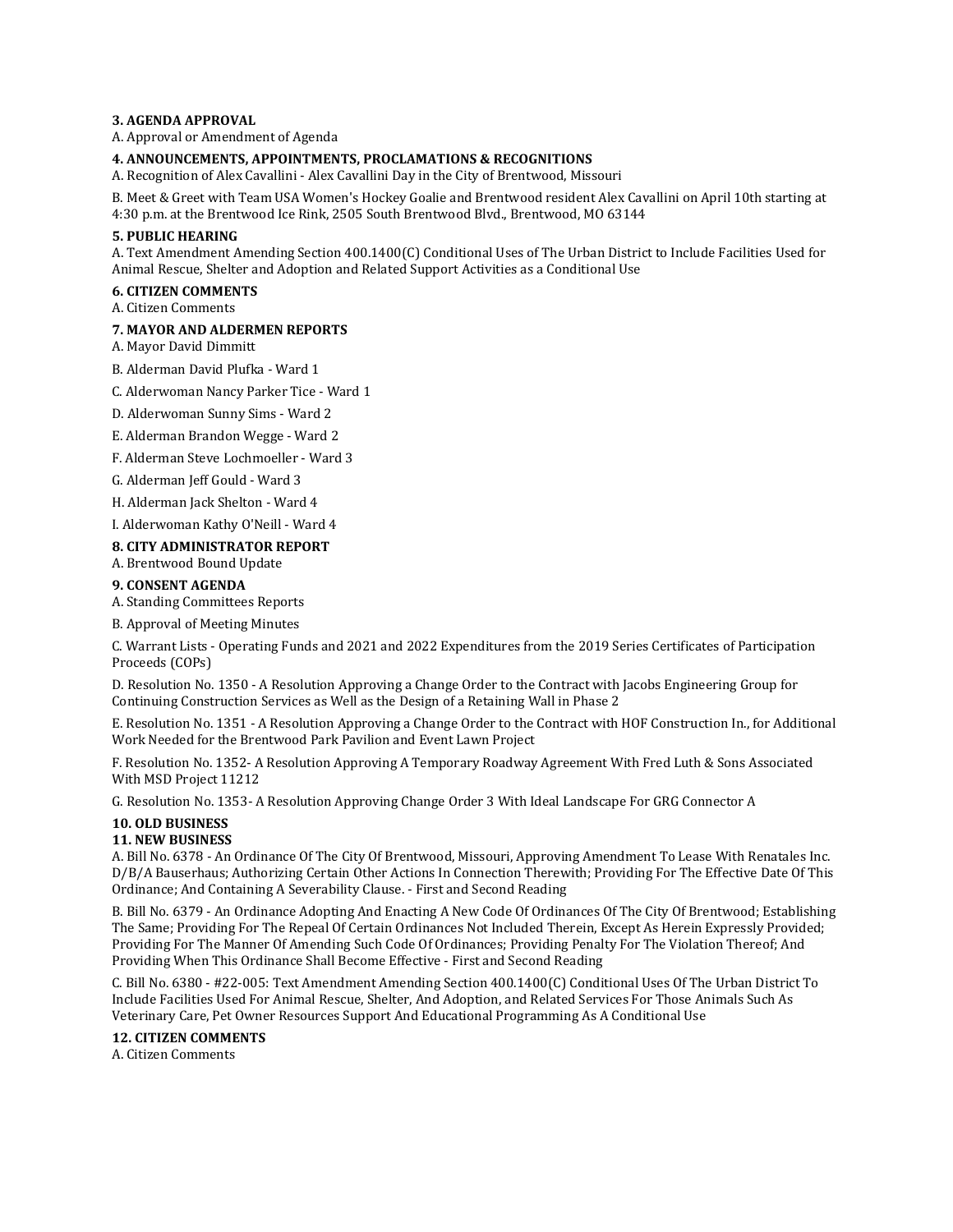**3. AGENDA APPROVAL**

A. Approval or Amendment of Agenda

**4. ANNOUNCEMENTS, APPOINTMENTS, PROCLAMATIONS & RECOGNITIONS**

A. Recognition of Alex Cavallini - Alex Cavallini Day in the City of Brentwood, Missouri

B. Meet & Greet with Team USA Women's Hockey Goalie and Brentwood resident Alex Cavallini on April 10th starting at 4:30 p.m. at the Brentwood Ice Rink, 2505 South Brentwood Blvd., Brentwood, MO 63144

**5. PUBLIC HEARING**

A. Text Amendment Amending Section 400.1400(C) Conditional Uses of The Urban District to Include Facilities Used for Animal Rescue, Shelter and Adoption and Related Support Activities as a Conditional Use

**6. CITIZEN COMMENTS**

A. Citizen Comments

**7. MAYOR AND ALDERMEN REPORTS**

A. Mayor David Dimmitt

B. Alderman David Plufka - Ward 1

C. Alderwoman Nancy Parker Tice - Ward 1

D. Alderwoman Sunny Sims - Ward 2

E. Alderman Brandon Wegge - Ward 2

F. Alderman Steve Lochmoeller - Ward 3

G. Alderman Jeff Gould - Ward 3

H. Alderman Jack Shelton - Ward 4

I. Alderwoman Kathy O'Neill - Ward 4

**8. CITY ADMINISTRATOR REPORT**

A. Brentwood Bound Update

**9. CONSENT AGENDA**

A. Standing Committees Reports

B. Approval of Meeting Minutes

C. Warrant Lists - Operating Funds and 2021 and 2022 Expenditures from the 2019 Series Certificates of Participation Proceeds (COPs)

D. Resolution No. 1350 - A Resolution Approving a Change Order to the Contract with Jacobs Engineering Group for Continuing Construction Services as Well as the Design of a Retaining Wall in Phase 2

E. Resolution No. 1351 - A Resolution Approving a Change Order to the Contract with HOF Construction In., for Additional Work Needed for the Brentwood Park Pavilion and Event Lawn Project

F. Resolution No. 1352- A Resolution Approving A Temporary Roadway Agreement With Fred Luth & Sons Associated With MSD Project 11212

G. Resolution No. 1353- A Resolution Approving Change Order 3 With Ideal Landscape For GRG Connector A

**10. OLD BUSINESS**

**11. NEW BUSINESS**

A. Bill No. 6378 - An Ordinance Of The City Of Brentwood, Missouri, Approving Amendment To Lease With Renatales Inc. D/B/A Bauserhaus; Authorizing Certain Other Actions In Connection Therewith; Providing For The Effective Date Of This Ordinance; And Containing A Severability Clause. - First and Second Reading

B. Bill No. 6379 - An Ordinance Adopting And Enacting A New Code Of Ordinances Of The City Of Brentwood; Establishing The Same; Providing For The Repeal Of Certain Ordinances Not Included Therein, Except As Herein Expressly Provided; Providing For The Manner Of Amending Such Code Of Ordinances; Providing Penalty For The Violation Thereof; And Providing When This Ordinance Shall Become Effective - First and Second Reading

C. Bill No. 6380 - #22-005: Text Amendment Amending Section 400.1400(C) Conditional Uses Of The Urban District To Include Facilities Used For Animal Rescue, Shelter, And Adoption, and Related Services For Those Animals Such As Veterinary Care, Pet Owner Resources Support And Educational Programming As A Conditional Use

**12. CITIZEN COMMENTS**

A. Citizen Comments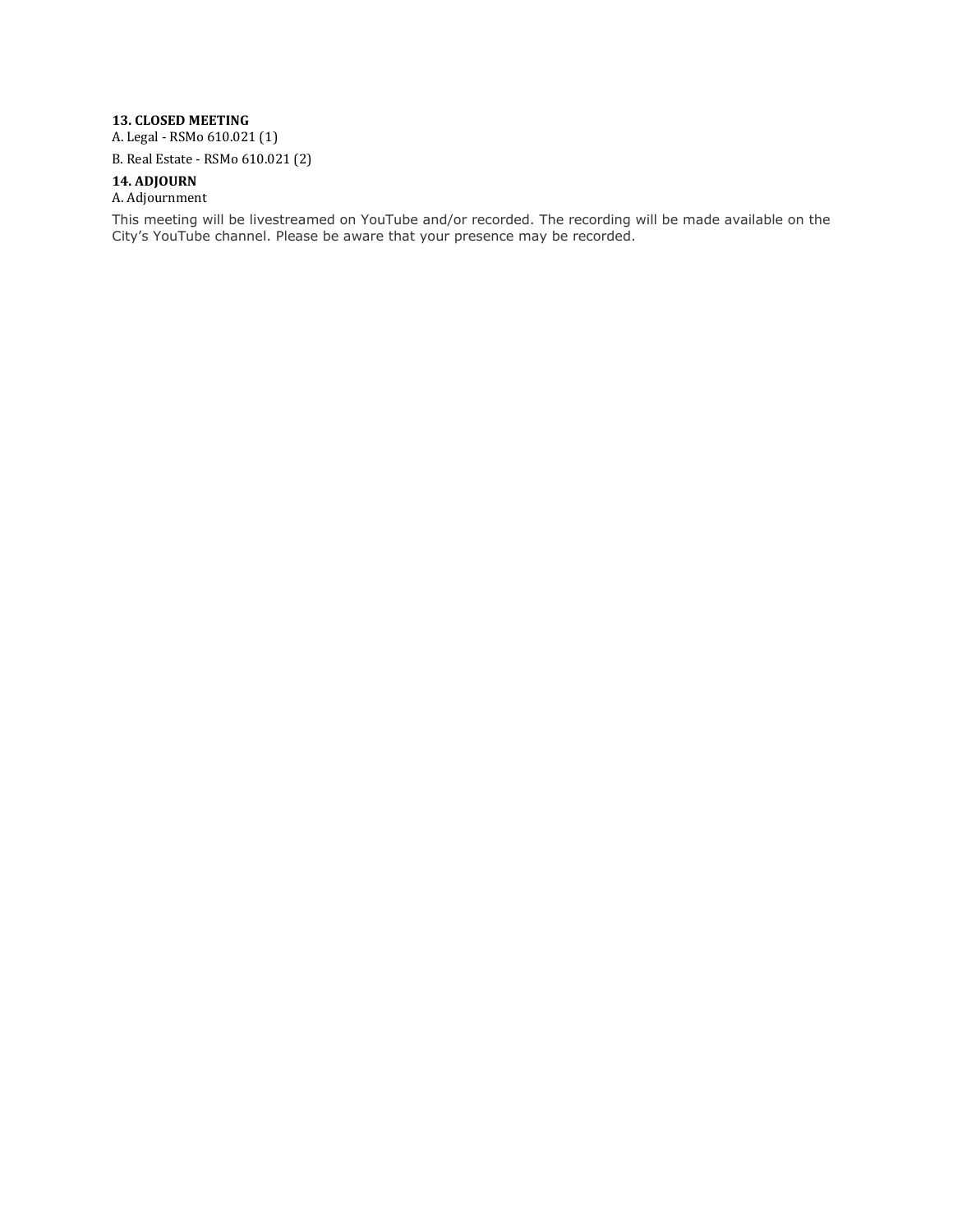**13. CLOSED MEETING**

A. Legal - RSMo 610.021 (1)

B. Real Estate - RSMo 610.021 (2)

**14. ADJOURN**

A. Adjournment

This meeting will be livestreamed on YouTube and/or recorded. The recording will be made available on the City's YouTube channel. Please be aware that your presence may be recorded.